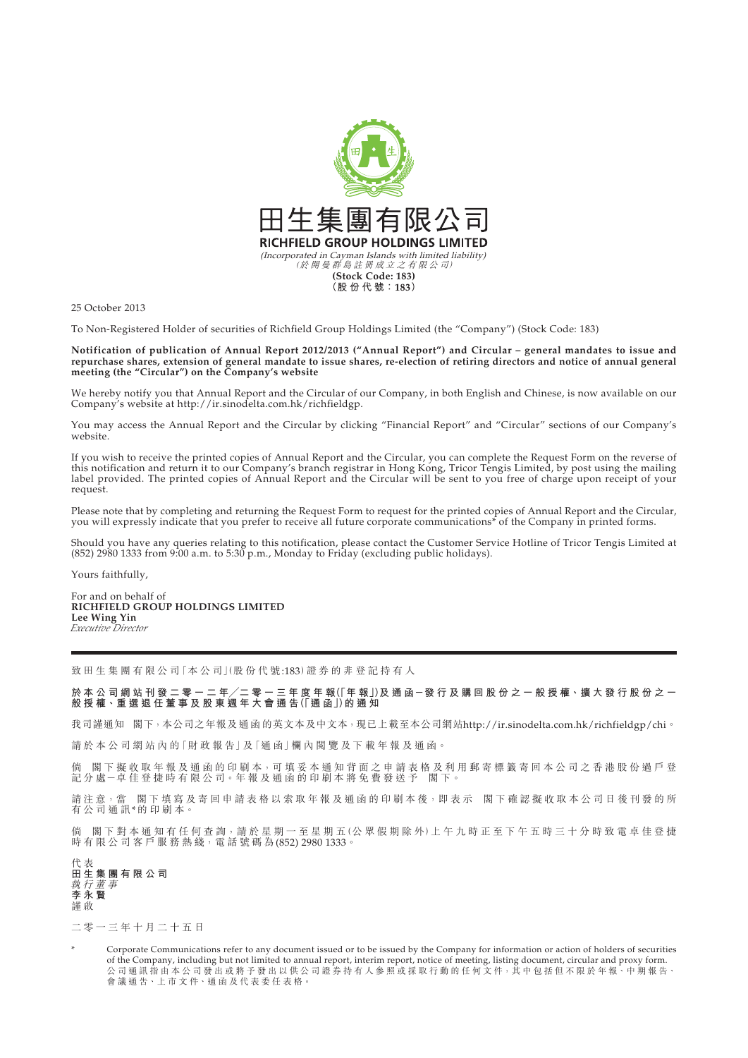# 田生集團有限公司
**RICHFIELD GROUP HOLDINGS LIMITED**

*(Incorporated in Cayman Islands with limited liability)*
*(於開曼群島註冊成立之有限公司)*

**(Stock Code: 183)**
**(股份代號：183)**

25 October 2013

To Non-Registered Holder of securities of Richfield Group Holdings Limited (the "Company") (Stock Code: 183)

**Notification of publication of Annual Report 2012/2013 ("Annual Report") and Circular – general mandates to issue and repurchase shares, extension of general mandate to issue shares, re-election of retiring directors and notice of annual general meeting (the "Circular") on the Company's website**

We hereby notify you that Annual Report and the Circular of our Company, in both English and Chinese, is now available on our Company's website at http://ir.sinodelta.com.hk/richfieldgp.

You may access the Annual Report and the Circular by clicking "Financial Report" and "Circular" sections of our Company's website.

If you wish to receive the printed copies of Annual Report and the Circular, you can complete the Request Form on the reverse of this notification and return it to our Company's branch registrar in Hong Kong, Tricor Tengis Limited, by post using the mailing label provided. The printed copies of Annual Report and the Circular will be sent to you free of charge upon receipt of your request.

Please note that by completing and returning the Request Form to request for the printed copies of Annual Report and the Circular, you will expressly indicate that you prefer to receive all future corporate communications* of the Company in printed forms.

Should you have any queries relating to this notification, please contact the Customer Service Hotline of Tricor Tengis Limited at (852) 2980 1333 from 9:00 a.m. to 5:30 p.m., Monday to Friday (excluding public holidays).

Yours faithfully,

For and on behalf of
**RICHFIELD GROUP HOLDINGS LIMITED**
**Lee Wing Yin**
*Executive Director*

---

致田生集團有限公司「本公司」(股份代號:183)證券的非登記持有人

**於本公司網站刊發二零一二年╱二零一三年度年報(「年報」)及通函－發行及購回股份之一般授權、擴大發行股份之一般授權、重選退任董事及股東週年大會通告(「通函」)的通知**

我司謹通知　閣下，本公司之年報及通函的英文本及中文本，現已上載至本公司網站http://ir.sinodelta.com.hk/richfieldgp/chi。

請於本公司網站內的「財政報告」及「通函」欄內閱覽及下載年報及通函。

倘　閣下擬收取年報及通函的印刷本，可填妥本通知背面之申請表格及利用郵寄標籤寄回本公司之香港股份過戶登記分處－卓佳登捷時有限公司。年報及通函的印刷本將免費發送予　閣下。

請注意，當　閣下填寫及寄回申請表格以索取年報及通函的印刷本後，即表示　閣下確認擬收取本公司日後刊發的所有公司通訊*的印刷本。

倘　閣下對本通知有任何查詢，請於星期一至星期五(公眾假期除外)上午九時正至下午五時三十分時致電卓佳登捷時有限公司客戶服務熱綫，電話號碼為(852) 2980 1333。

代表
**田生集團有限公司**
*執行董事*
**李永賢**
謹啟

二零一三年十月二十五日

\* Corporate Communications refer to any document issued or to be issued by the Company for information or action of holders of securities of the Company, including but not limited to annual report, interim report, notice of meeting, listing document, circular and proxy form.
公司通訊指由本公司發出或將予發出以供公司證券持有人參照或採取行動的任何文件，其中包括但不限於年報、中期報告、會議通告、上市文件、通函及代表委任表格。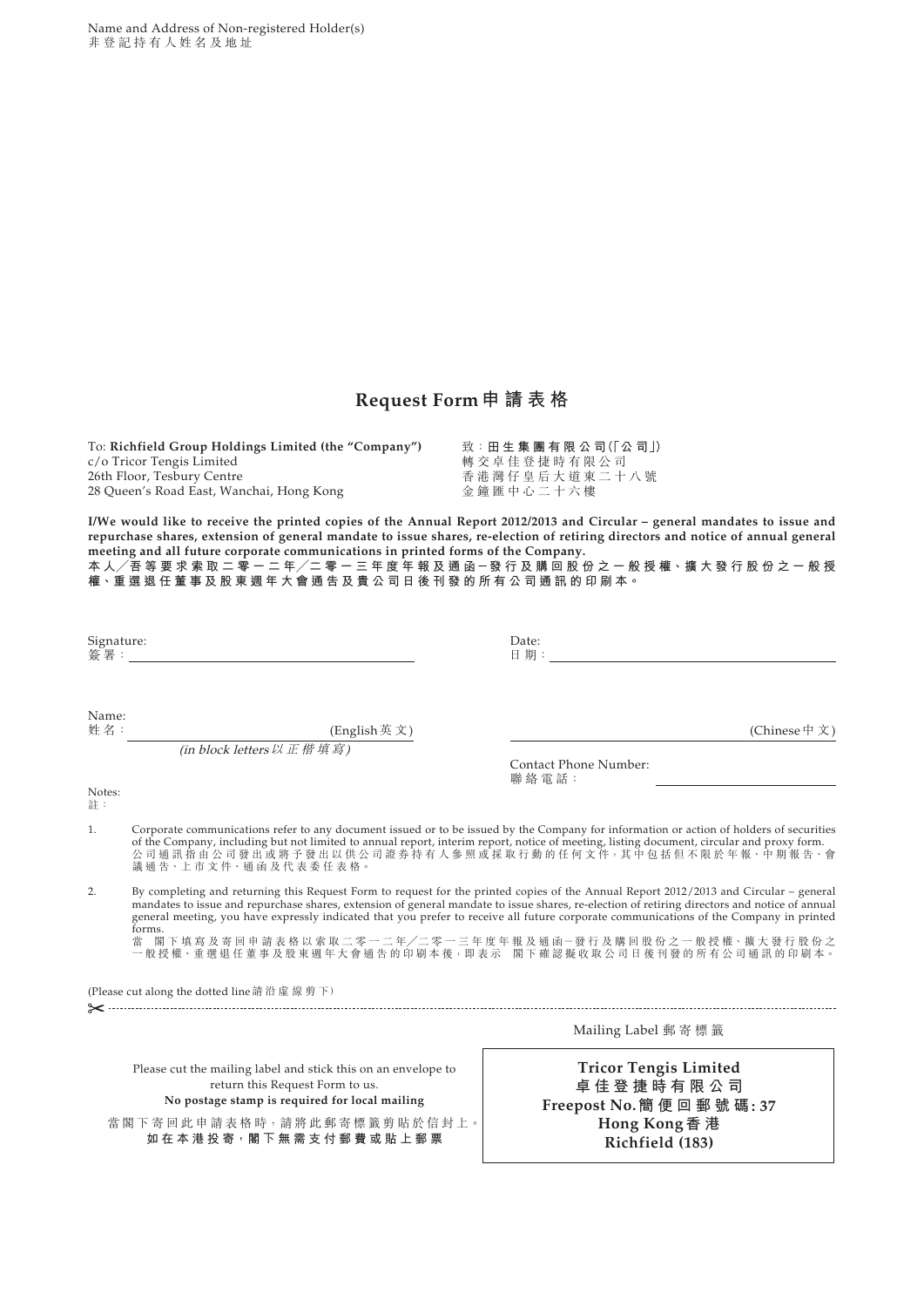Name and Address of Non-registered Holder(s)
非登記持有人姓名及地址

# Request Form 申請表格

To: **Richfield Group Holdings Limited (the "Company")**
c/o Tricor Tengis Limited
26th Floor, Tesbury Centre
28 Queen's Road East, Wanchai, Hong Kong

致：**田生集團有限公司(「公司」)**
轉交卓佳登捷時有限公司
香港灣仔皇后大道東二十八號
金鐘匯中心二十六樓

**I/We would like to receive the printed copies of the Annual Report 2012/2013 and Circular – general mandates to issue and repurchase shares, extension of general mandate to issue shares, re-election of retiring directors and notice of annual general meeting and all future corporate communications in printed forms of the Company.**
**本人／吾等要求索取二零一二年／二零一三年度年報及通函－發行及購回股份之一般授權、擴大發行股份之一般授權、重選退任董事及股東週年大會通告及貴公司日後刊發的所有公司通訊的印刷本。**

Signature:
簽署：______________________

Date:
日期：______________________

Name:
姓名：______________________ (English 英文)
*(in block letters 以正楷填寫)*

______________________ (Chinese 中文)

Contact Phone Number:
聯絡電話：______________________

Notes:
註：

1. Corporate communications refer to any document issued or to be issued by the Company for information or action of holders of securities of the Company, including but not limited to annual report, interim report, notice of meeting, listing document, circular and proxy form.
公司通訊指由公司發出或將予發出以供公司證券持有人參照或採取行動的任何文件，其中包括但不限於年報、中期報告、會議通告、上市文件、通函及代表委任表格。

2. By completing and returning this Request Form to request for the printed copies of the Annual Report 2012/2013 and Circular – general mandates to issue and repurchase shares, extension of general mandate to issue shares, re-election of retiring directors and notice of annual general meeting, you have expressly indicated that you prefer to receive all future corporate communications of the Company in printed forms.
當 閣下填寫及寄回申請表格以索取二零一二年／二零一三年度年報及通函－發行及購回股份之一般授權、擴大發行股份之一般授權、重選退任董事及股東週年大會通告的印刷本後，即表示 閣下確認擬收取公司日後刊發的所有公司通訊的印刷本。

(Please cut along the dotted line 請沿虛線剪下)

Mailing Label 郵寄標籤

Please cut the mailing label and stick this on an envelope to return this Request Form to us.
**No postage stamp is required for local mailing**

當閣下寄回此申請表格時，請將此郵寄標籤剪貼於信封上。
**如在本港投寄，閣下無需支付郵費或貼上郵票**

**Tricor Tengis Limited**
**卓佳登捷時有限公司**
**Freepost No. 簡便回郵號碼: 37**
**Hong Kong 香港**
**Richfield (183)**